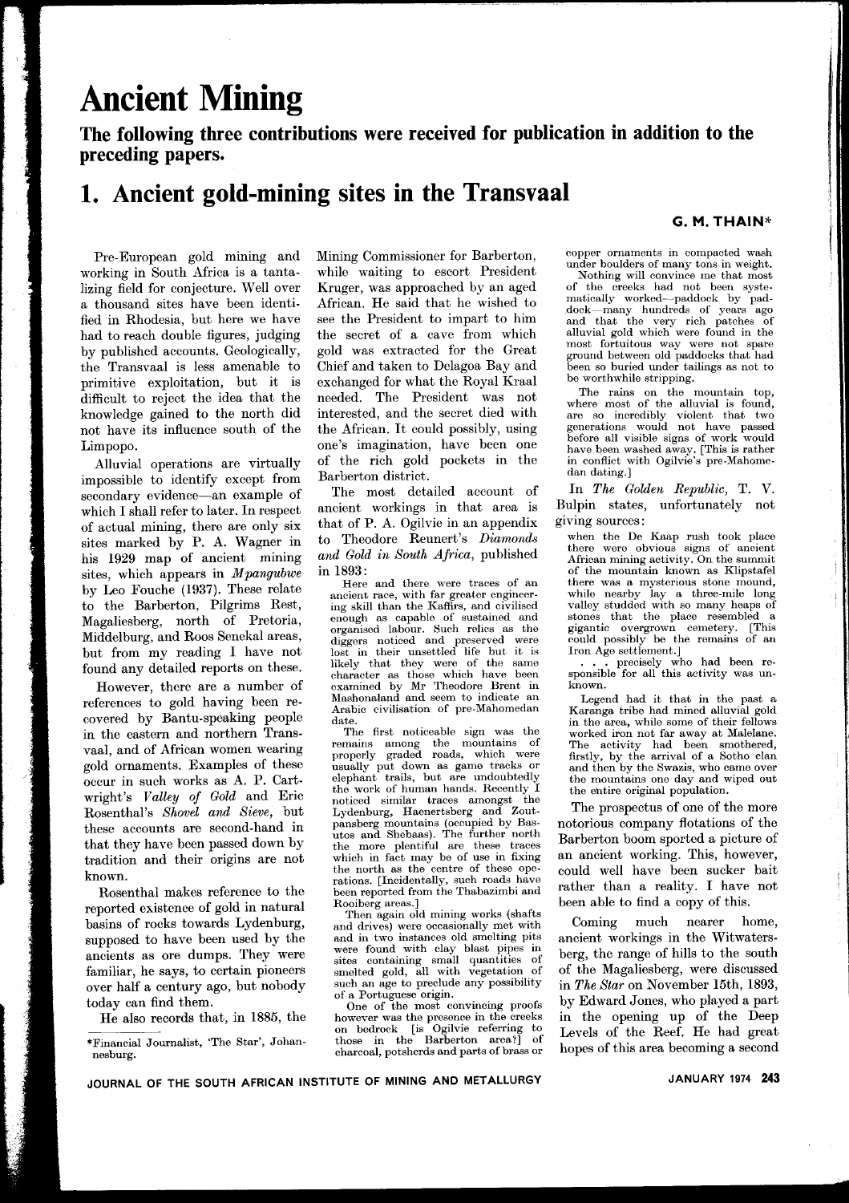# Ancient Mining

**The following three contributions were received for publication in addition to the preceding papers.**

## 1. Ancient gold-mining sites in the Transvaal

**G. M. THAIN***

Pre-European gold mining and working in South Africa is a tantalizing field for conjecture. Well over a thousand sites have been identified in Rhodesia, but here we have had to reach double figures, judging by published accounts. Geologically, the Transvaal is less amenable to primitive exploitation, but it is difficult to reject the idea that the knowledge gained to the north did not have its influence south of the Limpopo.

Alluvial operations are virtually impossible to identify except from secondary evidence—an example of which I shall refer to later. In respect of actual mining, there are only six sites marked by P. A. Wagner in his 1929 map of ancient mining sites, which appears in *Mpangubwe* by Leo Fouche (1937). These relate to the Barberton, Pilgrims Rest, Magaliesberg, north of Pretoria, Middelburg, and Roos Senekal areas, but from my reading I have not found any detailed reports on these.

However, there are a number of references to gold having been recovered by Bantu-speaking people in the eastern and northern Transvaal, and of African women wearing gold ornaments. Examples of these occur in such works as A. P. Cartwright's *Valley of Gold* and Eric Rosenthal's *Shovel and Sieve*, but these accounts are second-hand in that they have been passed down by tradition and their origins are not known.

Rosenthal makes reference to the reported existence of gold in natural basins of rocks towards Lydenburg, supposed to have been used by the ancients as ore dumps. They were familiar, he says, to certain pioneers over half a century ago, but nobody today can find them.

He also records that, in 1885, the Mining Commissioner for Barberton, while waiting to escort President Kruger, was approached by an aged African. He said that he wished to see the President to impart to him the secret of a cave from which gold was extracted for the Great Chief and taken to Delagoa Bay and exchanged for what the Royal Kraal needed. The President was not interested, and the secret died with the African. It could possibly, using one's imagination, have been one of the rich gold pockets in the Barberton district.

The most detailed account of ancient workings in that area is that of P. A. Ogilvie in an appendix to Theodore Reunert's *Diamonds and Gold in South Africa*, published in 1893:

> Here and there were traces of an ancient race, with far greater engineering skill than the Kaffirs, and civilised enough as capable of sustained and organised labour. Such relics as the diggers noticed and preserved were lost in their unsettled life but it is likely that they were of the same character as those which have been examined by Mr Theodore Brent in Mashonaland and seem to indicate an Arabic civilisation of pre-Mahomedan date.
>
> The first noticeable sign was the remains among the mountains of properly graded roads, which were usually put down as game tracks or elephant trails, but are undoubtedly the work of human hands. Recently I noticed similar traces amongst the Lydenburg, Haenertsberg and Zoutpansberg mountains (occupied by Basutos and Shebaas). The further north the more plentiful are these traces which in fact may be of use in fixing the north as the centre of these operations. [Incidentally, such roads have been reported from the Thabazimbi and Rooiberg areas.]
>
> Then again old mining works (shafts and drives) were occasionally met with and in two instances old smelting pits were found with clay blast pipes in sites containing small quantities of smelted gold, all with vegetation of such an age to preclude any possibility of a Portuguese origin.
>
> One of the most convincing proofs however was the presence in the creeks on bedrock [is Ogilvie referring to those in the Barberton area?] of charcoal, potsherds and parts of brass or copper ornaments in compacted wash under boulders of many tons in weight.
>
> Nothing will convince me that most of the creeks had not been systematically worked—paddock by paddock—many hundreds of years ago and that the very rich patches of alluvial gold which were found in the most fortuitous way were not spare ground between old paddocks that had been so buried under tailings as not to be worthwhile stripping.
>
> The rains on the mountain top, where most of the alluvial is found, are so incredibly violent that two generations would not have passed before all visible signs of work would have been washed away. [This is rather in conflict with Ogilvie's pre-Mahomedan dating.]

In *The Golden Republic*, T. V. Bulpin states, unfortunately not giving sources:

> when the De Kaap rush took place there were obvious signs of ancient African mining activity. On the summit of the mountain known as Klipstafel there was a mysterious stone mound, while nearby lay a three-mile long valley studded with so many heaps of stones that the place resembled a gigantic overgrown cemetery. [This could possibly be the remains of an Iron Age settlement.]
>
> . . . precisely who had been responsible for all this activity was unknown.
>
> Legend had it that in the past a Karanga tribe had mined alluvial gold in the area, while some of their fellows worked iron not far away at Malelane. The activity had been smothered, firstly, by the arrival of a Sotho clan and then by the Swazis, who came over the mountains one day and wiped out the entire original population.

The prospectus of one of the more notorious company flotations of the Barberton boom sported a picture of an ancient working. This, however, could well have been sucker bait rather than a reality. I have not been able to find a copy of this.

Coming much nearer home, ancient workings in the Witwatersberg, the range of hills to the south of the Magaliesberg, were discussed in *The Star* on November 15th, 1893, by Edward Jones, who played a part in the opening up of the Deep Levels of the Reef. He had great hopes of this area becoming a second

*Financial Journalist, 'The Star', Johannesburg.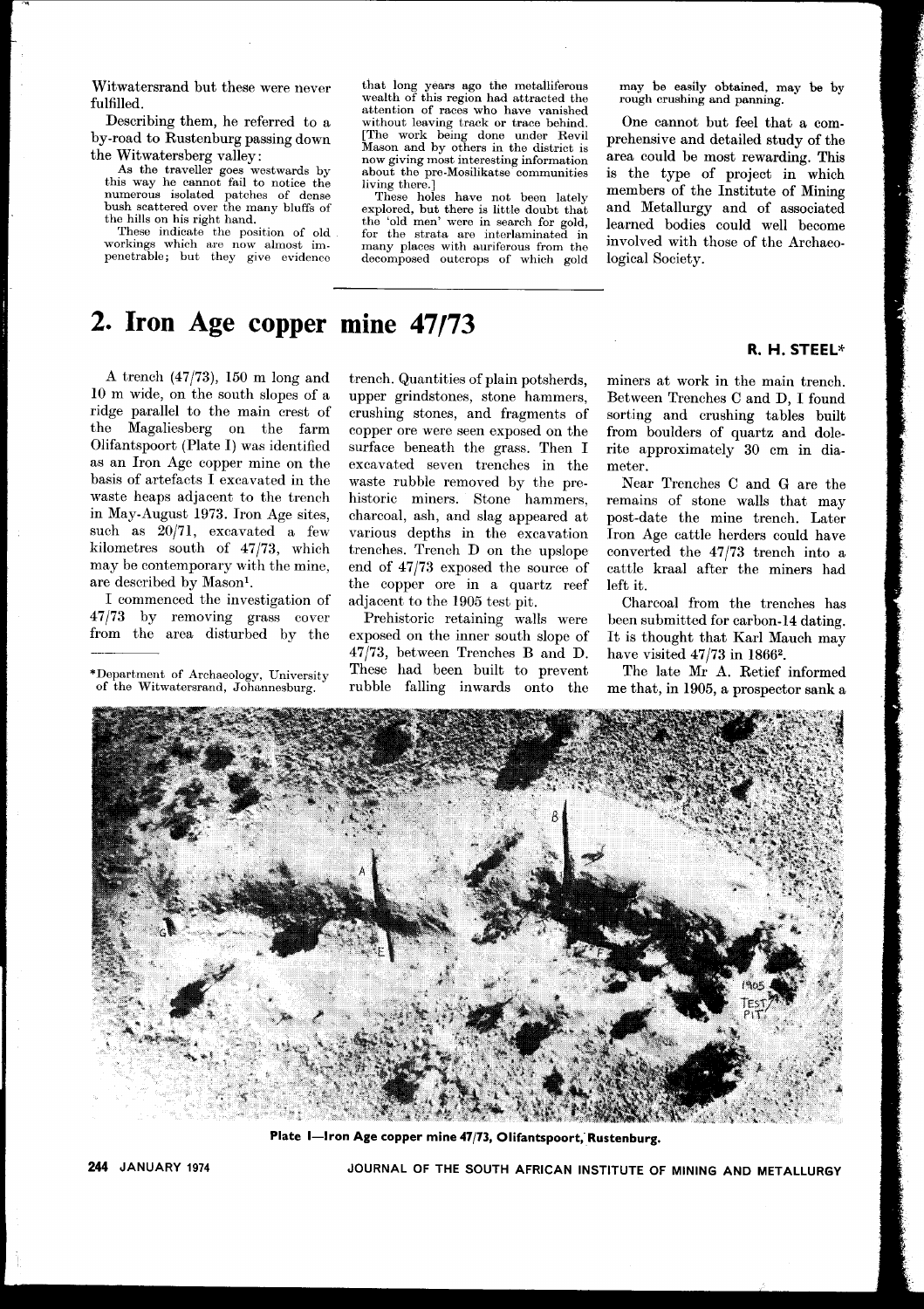Witwatersrand but these were never fulfilled.

Describing them, he referred to a by-road to Rustenburg passing down the Witwatersberg valley:

> As the traveller goes westwards by this way he cannot fail to notice the numerous isolated patches of dense bush scattered over the many bluffs of the hills on his right hand.
>
> These indicate the position of old workings which are now almost impenetrable; but they give evidence that long years ago the metalliferous wealth of this region had attracted the attention of races who have vanished without leaving track or trace behind. [The work being done under Revil Mason and by others in the district is now giving most interesting information about the pre-Mosilikatse communities living there.]
>
> These holes have not been lately explored, but there is little doubt that the 'old men' were in search for gold, for the strata are interlaminated in many places with auriferous from the decomposed outcrops of which gold may be easily obtained, may be by rough crushing and panning.

One cannot but feel that a comprehensive and detailed study of the area could be most rewarding. This is the type of project in which members of the Institute of Mining and Metallurgy and of associated learned bodies could well become involved with those of the Archaeological Society.

# 2. Iron Age copper mine 47/73

**R. H. STEEL***

A trench (47/73), 150 m long and 10 m wide, on the south slopes of a ridge parallel to the main crest of the Magaliesberg on the farm Olifantspoort (Plate I) was identified as an Iron Age copper mine on the basis of artefacts I excavated in the waste heaps adjacent to the trench in May-August 1973. Iron Age sites, such as 20/71, excavated a few kilometres south of 47/73, which may be contemporary with the mine, are described by Mason[1].

I commenced the investigation of 47/73 by removing grass cover from the area disturbed by the trench. Quantities of plain potsherds, upper grindstones, stone hammers, crushing stones, and fragments of copper ore were seen exposed on the surface beneath the grass. Then I excavated seven trenches in the waste rubble removed by the prehistoric miners. Stone hammers, charcoal, ash, and slag appeared at various depths in the excavation trenches. Trench D on the upslope end of 47/73 exposed the source of the copper ore in a quartz reef adjacent to the 1905 test pit.

Prehistoric retaining walls were exposed on the inner south slope of 47/73, between Trenches B and D. These had been built to prevent rubble falling inwards onto the miners at work in the main trench. Between Trenches C and D, I found sorting and crushing tables built from boulders of quartz and dolerite approximately 30 cm in diameter.

Near Trenches C and G are the remains of stone walls that may post-date the mine trench. Later Iron Age cattle herders could have converted the 47/73 trench into a cattle kraal after the miners had left it.

Charcoal from the trenches has been submitted for carbon-14 dating. It is thought that Karl Mauch may have visited 47/73 in 1866[2].

The late Mr A. Retief informed me that, in 1905, a prospector sank a

*Department of Archaeology, University of the Witwatersrand, Johannesburg.

**Plate I—Iron Age copper mine 47/73, Olifantspoort, Rustenburg.**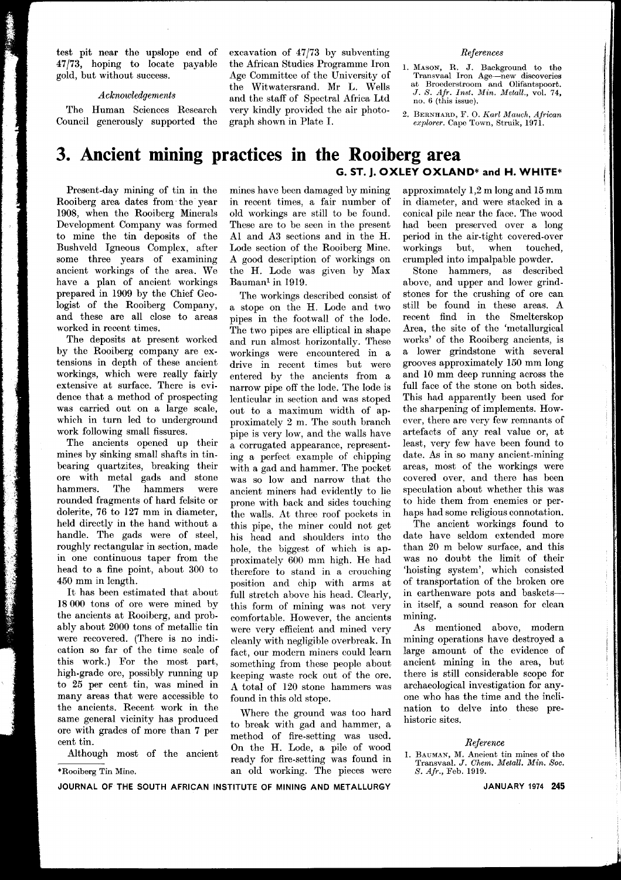test pit near the upslope end of 47/73, hoping to locate payable gold, but without success.

### *Acknowledgements*

The Human Sciences Research Council generously supported the excavation of 47/73 by subventing the African Studies Programme Iron Age Committee of the University of the Witwatersrand. Mr L. Wells and the staff of Spectral Africa Ltd very kindly provided the air photograph shown in Plate I.

### *References*

1. MASON, R. J. Background to the Transvaal Iron Age—new discoveries at Broederstroom and Olifantspoort. *J. S. Afr. Inst. Min. Metall.*, vol. 74, no. 6 (this issue).
2. BERNHARD, F. O. *Karl Mauch, African explorer.* Cape Town, Struik, 1971.

# 3. Ancient mining practices in the Rooiberg area

**G. ST. J. OXLEY OXLAND\* and H. WHITE\***

Present-day mining of tin in the Rooiberg area dates from the year 1908, when the Rooiberg Minerals Development Company was formed to mine the tin deposits of the Bushveld Igneous Complex, after some three years of examining ancient workings of the area. We have a plan of ancient workings prepared in 1909 by the Chief Geologist of the Rooiberg Company, and these are all close to areas worked in recent times.

The deposits at present worked by the Rooiberg company are extensions in depth of these ancient workings, which were really fairly extensive at surface. There is evidence that a method of prospecting was carried out on a large scale, which in turn led to underground work following small fissures.

The ancients opened up their mines by sinking small shafts in tin-bearing quartzites, breaking their ore with metal gads and stone hammers. The hammers were rounded fragments of hard felsite or dolerite, 76 to 127 mm in diameter, held directly in the hand without a handle. The gads were of steel, roughly rectangular in section, made in one continuous taper from the head to a fine point, about 300 to 450 mm in length.

It has been estimated that about 18 000 tons of ore were mined by the ancients at Rooiberg, and probably about 2000 tons of metallic tin were recovered. (There is no indication so far of the time scale of this work.) For the most part, high-grade ore, possibly running up to 25 per cent tin, was mined in many areas that were accessible to the ancients. Recent work in the same general vicinity has produced ore with grades of more than 7 per cent tin.

Although most of the ancient mines have been damaged by mining in recent times, a fair number of old workings are still to be found. These are to be seen in the present A1 and A3 sections and in the H. Lode section of the Rooiberg Mine. A good description of workings on the H. Lode was given by Max Bauman[1] in 1919.

The workings described consist of a stope on the H. Lode and two pipes in the footwall of the lode. The two pipes are elliptical in shape and run almost horizontally. These workings were encountered in a drive in recent times but were entered by the ancients from a narrow pipe off the lode. The lode is lenticular in section and was stoped out to a maximum width of approximately 2 m. The south branch pipe is very low, and the walls have a corrugated appearance, representing a perfect example of chipping with a gad and hammer. The pocket was so low and narrow that the ancient miners had evidently to lie prone with back and sides touching the walls. At three roof pockets in this pipe, the miner could not get his head and shoulders into the hole, the biggest of which is approximately 600 mm high. He had therefore to stand in a crouching position and chip with arms at full stretch above his head. Clearly, this form of mining was not very comfortable. However, the ancients were very efficient and mined very cleanly with negligible overbreak. In fact, our modern miners could learn something from these people about keeping waste rock out of the ore. A total of 120 stone hammers was found in this old stope.

Where the ground was too hard to break with gad and hammer, a method of fire-setting was used. On the H. Lode, a pile of wood ready for fire-setting was found in an old working. The pieces were approximately 1,2 m long and 15 mm in diameter, and were stacked in a conical pile near the face. The wood had been preserved over a long period in the air-tight covered-over workings but, when touched, crumpled into impalpable powder.

Stone hammers, as described above, and upper and lower grindstones for the crushing of ore can still be found in these areas. A recent find in the Smelterskop Area, the site of the 'metallurgical works' of the Rooiberg ancients, is a lower grindstone with several grooves approximately 150 mm long and 10 mm deep running across the full face of the stone on both sides. This had apparently been used for the sharpening of implements. However, there are very few remnants of artefacts of any real value or, at least, very few have been found to date. As in so many ancient-mining areas, most of the workings were covered over, and there has been speculation about whether this was to hide them from enemies or perhaps had some religious connotation.

The ancient workings found to date have seldom extended more than 20 m below surface, and this was no doubt the limit of their 'hoisting system', which consisted of transportation of the broken ore in earthenware pots and baskets—in itself, a sound reason for clean mining.

As mentioned above, modern mining operations have destroyed a large amount of the evidence of ancient mining in the area, but there is still considerable scope for archaeological investigation for anyone who has the time and the inclination to delve into these prehistoric sites.

### *Reference*

1. BAUMAN, M. Ancient tin mines of the Transvaal. *J. Chem. Metall. Min. Soc. S. Afr.*, Feb. 1919.

\*Rooiberg Tin Mine.